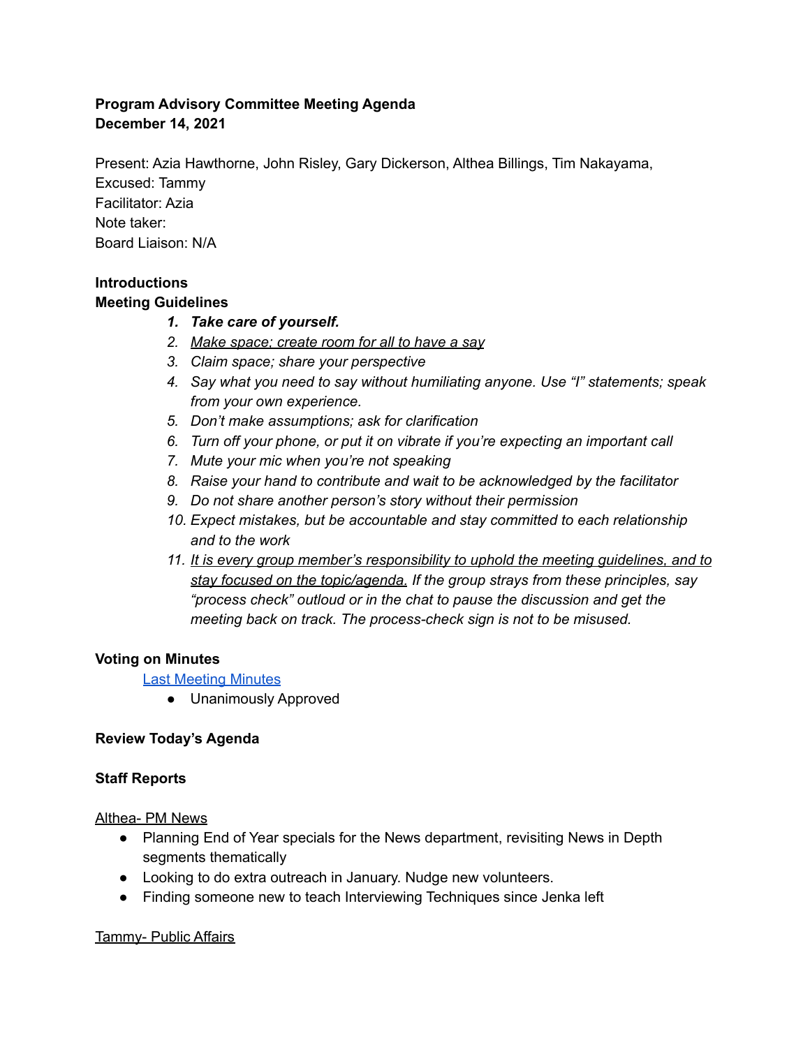**Program Advisory Committee Meeting Agenda**
**December 14, 2021**

Present: Azia Hawthorne, John Risley, Gary Dickerson, Althea Billings, Tim Nakayama,
Excused: Tammy
Facilitator: Azia
Note taker:
Board Liaison: N/A

**Introductions**
**Meeting Guidelines**

1. ***Take care of yourself.***
2. *Make space; create room for all to have a say*
3. *Claim space; share your perspective*
4. *Say what you need to say without humiliating anyone. Use "I" statements; speak from your own experience.*
5. *Don't make assumptions; ask for clarification*
6. *Turn off your phone, or put it on vibrate if you're expecting an important call*
7. *Mute your mic when you're not speaking*
8. *Raise your hand to contribute and wait to be acknowledged by the facilitator*
9. *Do not share another person's story without their permission*
10. *Expect mistakes, but be accountable and stay committed to each relationship and to the work*
11. *It is every group member's responsibility to uphold the meeting guidelines, and to stay focused on the topic/agenda. If the group strays from these principles, say "process check" outloud or in the chat to pause the discussion and get the meeting back on track. The process-check sign is not to be misused.*

**Voting on Minutes**

Last Meeting Minutes

- Unanimously Approved

**Review Today's Agenda**

**Staff Reports**

Althea- PM News

- Planning End of Year specials for the News department, revisiting News in Depth segments thematically
- Looking to do extra outreach in January. Nudge new volunteers.
- Finding someone new to teach Interviewing Techniques since Jenka left

Tammy- Public Affairs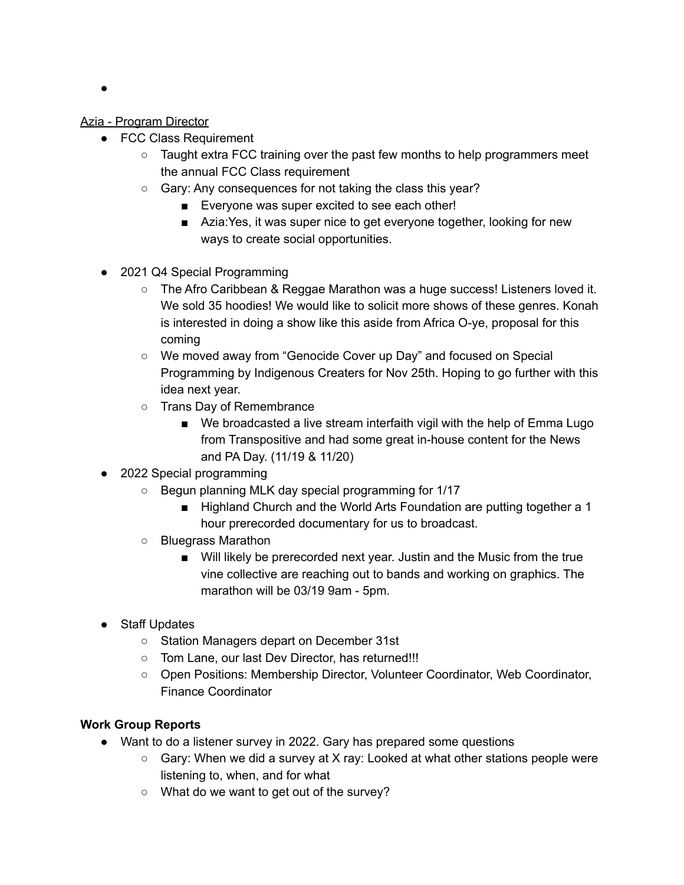-

<u>Azia - Program Director</u>

- FCC Class Requirement
  - Taught extra FCC training over the past few months to help programmers meet the annual FCC Class requirement
  - Gary: Any consequences for not taking the class this year?
    - Everyone was super excited to see each other!
    - Azia:Yes, it was super nice to get everyone together, looking for new ways to create social opportunities.

- 2021 Q4 Special Programming
  - The Afro Caribbean & Reggae Marathon was a huge success! Listeners loved it. We sold 35 hoodies! We would like to solicit more shows of these genres. Konah is interested in doing a show like this aside from Africa O-ye, proposal for this coming
  - We moved away from "Genocide Cover up Day" and focused on Special Programming by Indigenous Creaters for Nov 25th. Hoping to go further with this idea next year.
  - Trans Day of Remembrance
    - We broadcasted a live stream interfaith vigil with the help of Emma Lugo from Transpositive and had some great in-house content for the News and PA Day. (11/19 & 11/20)
- 2022 Special programming
  - Begun planning MLK day special programming for 1/17
    - Highland Church and the World Arts Foundation are putting together a 1 hour prerecorded documentary for us to broadcast.
  - Bluegrass Marathon
    - Will likely be prerecorded next year. Justin and the Music from the true vine collective are reaching out to bands and working on graphics. The marathon will be 03/19 9am - 5pm.

- Staff Updates
  - Station Managers depart on December 31st
  - Tom Lane, our last Dev Director, has returned!!!
  - Open Positions: Membership Director, Volunteer Coordinator, Web Coordinator, Finance Coordinator

**Work Group Reports**

- Want to do a listener survey in 2022. Gary has prepared some questions
  - Gary: When we did a survey at X ray: Looked at what other stations people were listening to, when, and for what
  - What do we want to get out of the survey?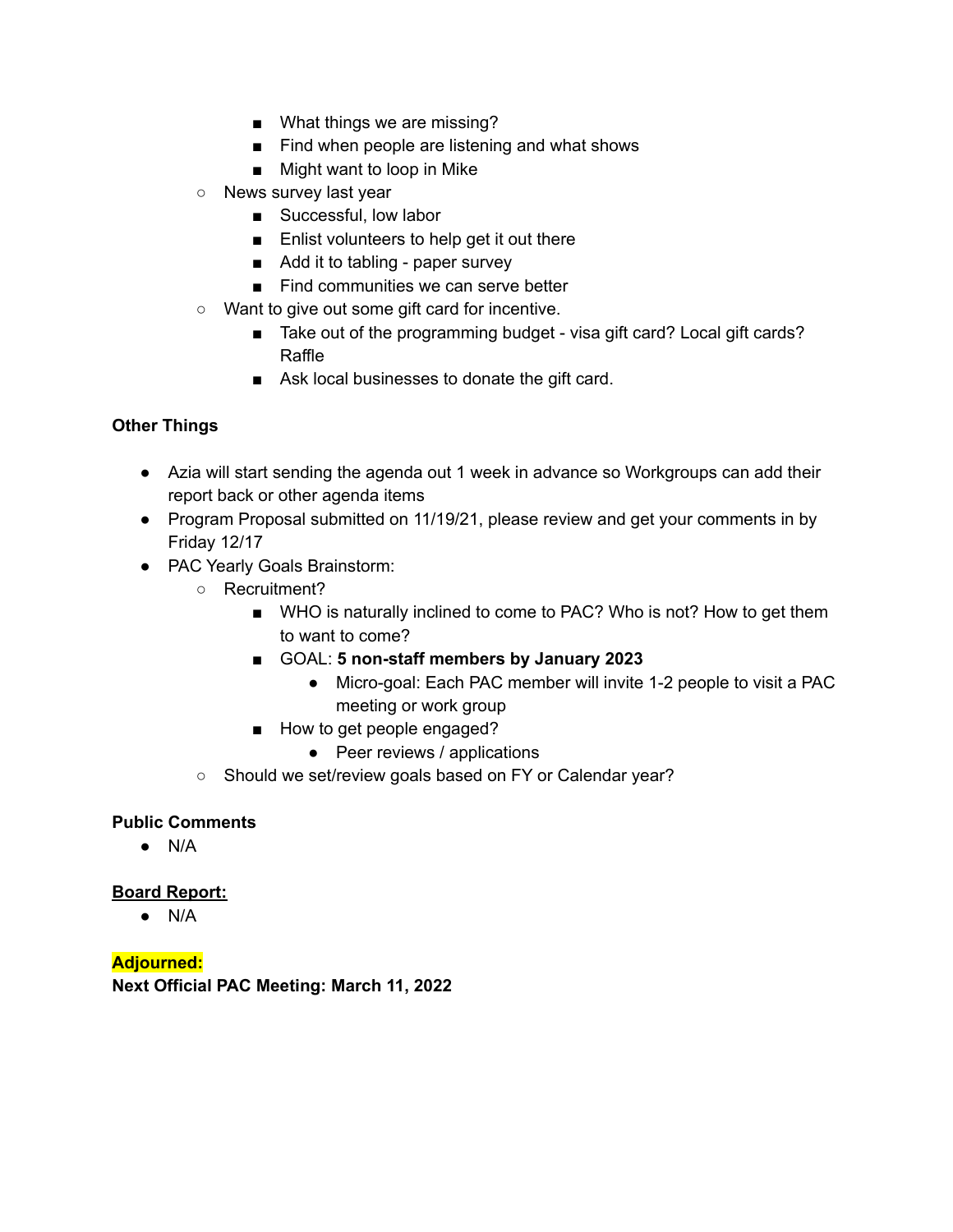- What things we are missing?
        - Find when people are listening and what shows
        - Might want to loop in Mike
    - News survey last year
        - Successful, low labor
        - Enlist volunteers to help get it out there
        - Add it to tabling - paper survey
        - Find communities we can serve better
    - Want to give out some gift card for incentive.
        - Take out of the programming budget - visa gift card? Local gift cards? Raffle
        - Ask local businesses to donate the gift card.

**Other Things**

- Azia will start sending the agenda out 1 week in advance so Workgroups can add their report back or other agenda items
- Program Proposal submitted on 11/19/21, please review and get your comments in by Friday 12/17
- PAC Yearly Goals Brainstorm:
    - Recruitment?
        - WHO is naturally inclined to come to PAC? Who is not? How to get them to want to come?
        - GOAL: **5 non-staff members by January 2023**
            - Micro-goal: Each PAC member will invite 1-2 people to visit a PAC meeting or work group
        - How to get people engaged?
            - Peer reviews / applications
    - Should we set/review goals based on FY or Calendar year?

**Public Comments**

- N/A

**Board Report:**

- N/A

**Adjourned:**

**Next Official PAC Meeting: March 11, 2022**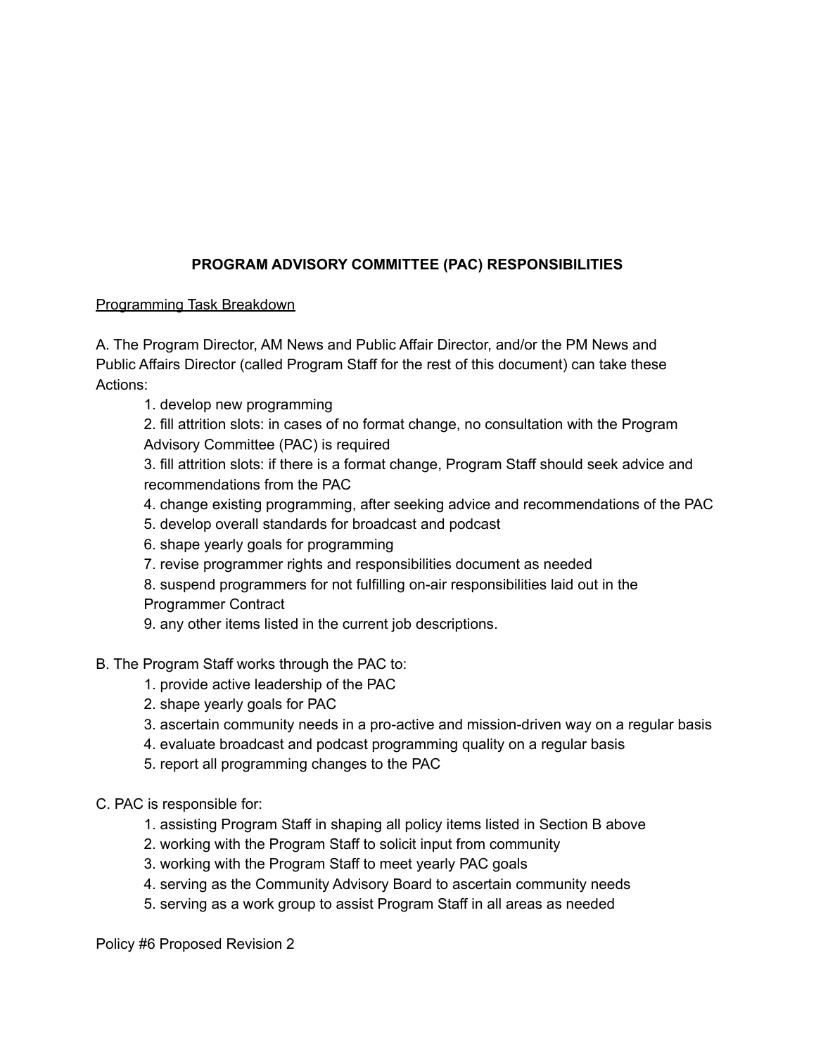# PROGRAM ADVISORY COMMITTEE (PAC) RESPONSIBILITIES

<u>Programming Task Breakdown</u>

A. The Program Director, AM News and Public Affair Director, and/or the PM News and Public Affairs Director (called Program Staff for the rest of this document) can take these Actions:

1. develop new programming
2. fill attrition slots: in cases of no format change, no consultation with the Program Advisory Committee (PAC) is required
3. fill attrition slots: if there is a format change, Program Staff should seek advice and recommendations from the PAC
4. change existing programming, after seeking advice and recommendations of the PAC
5. develop overall standards for broadcast and podcast
6. shape yearly goals for programming
7. revise programmer rights and responsibilities document as needed
8. suspend programmers for not fulfilling on-air responsibilities laid out in the Programmer Contract
9. any other items listed in the current job descriptions.

B. The Program Staff works through the PAC to:

1. provide active leadership of the PAC
2. shape yearly goals for PAC
3. ascertain community needs in a pro-active and mission-driven way on a regular basis
4. evaluate broadcast and podcast programming quality on a regular basis
5. report all programming changes to the PAC

C. PAC is responsible for:

1. assisting Program Staff in shaping all policy items listed in Section B above
2. working with the Program Staff to solicit input from community
3. working with the Program Staff to meet yearly PAC goals
4. serving as the Community Advisory Board to ascertain community needs
5. serving as a work group to assist Program Staff in all areas as needed

Policy #6 Proposed Revision 2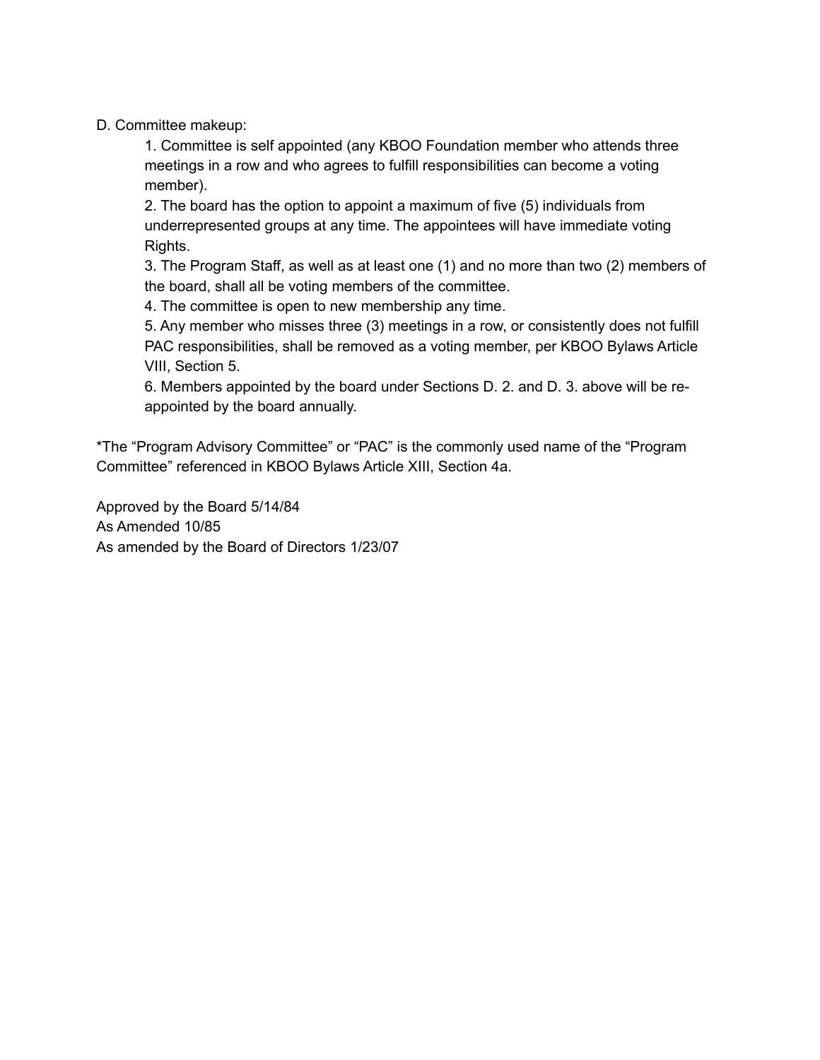D. Committee makeup:

1. Committee is self appointed (any KBOO Foundation member who attends three meetings in a row and who agrees to fulfill responsibilities can become a voting member).
2. The board has the option to appoint a maximum of five (5) individuals from underrepresented groups at any time. The appointees will have immediate voting Rights.
3. The Program Staff, as well as at least one (1) and no more than two (2) members of the board, shall all be voting members of the committee.
4. The committee is open to new membership any time.
5. Any member who misses three (3) meetings in a row, or consistently does not fulfill PAC responsibilities, shall be removed as a voting member, per KBOO Bylaws Article VIII, Section 5.
6. Members appointed by the board under Sections D. 2. and D. 3. above will be re-appointed by the board annually.

*The “Program Advisory Committee” or “PAC” is the commonly used name of the “Program Committee” referenced in KBOO Bylaws Article XIII, Section 4a.

Approved by the Board 5/14/84
As Amended 10/85
As amended by the Board of Directors 1/23/07